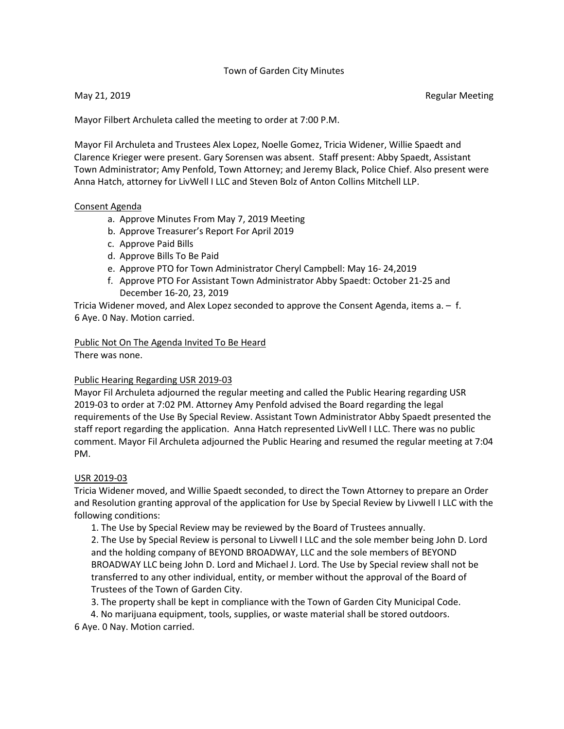# Town of Garden City Minutes

May 21, 2019 Regular Meeting

Mayor Filbert Archuleta called the meeting to order at 7:00 P.M.

Mayor Fil Archuleta and Trustees Alex Lopez, Noelle Gomez, Tricia Widener, Willie Spaedt and Clarence Krieger were present. Gary Sorensen was absent. Staff present: Abby Spaedt, Assistant Town Administrator; Amy Penfold, Town Attorney; and Jeremy Black, Police Chief. Also present were Anna Hatch, attorney for LivWell I LLC and Steven Bolz of Anton Collins Mitchell LLP.

## Consent Agenda

a. Approve Minutes From May 7, 2019 Meeting
b. Approve Treasurer's Report For April 2019
c. Approve Paid Bills
d. Approve Bills To Be Paid
e. Approve PTO for Town Administrator Cheryl Campbell: May 16- 24,2019
f. Approve PTO For Assistant Town Administrator Abby Spaedt: October 21-25 and December 16-20, 23, 2019

Tricia Widener moved, and Alex Lopez seconded to approve the Consent Agenda, items a. – f. 6 Aye. 0 Nay. Motion carried.

## Public Not On The Agenda Invited To Be Heard

There was none.

## Public Hearing Regarding USR 2019-03

Mayor Fil Archuleta adjourned the regular meeting and called the Public Hearing regarding USR 2019-03 to order at 7:02 PM. Attorney Amy Penfold advised the Board regarding the legal requirements of the Use By Special Review. Assistant Town Administrator Abby Spaedt presented the staff report regarding the application. Anna Hatch represented LivWell I LLC. There was no public comment. Mayor Fil Archuleta adjourned the Public Hearing and resumed the regular meeting at 7:04 PM.

## USR 2019-03

Tricia Widener moved, and Willie Spaedt seconded, to direct the Town Attorney to prepare an Order and Resolution granting approval of the application for Use by Special Review by Livwell I LLC with the following conditions:

1. The Use by Special Review may be reviewed by the Board of Trustees annually.
2. The Use by Special Review is personal to Livwell I LLC and the sole member being John D. Lord and the holding company of BEYOND BROADWAY, LLC and the sole members of BEYOND BROADWAY LLC being John D. Lord and Michael J. Lord. The Use by Special review shall not be transferred to any other individual, entity, or member without the approval of the Board of Trustees of the Town of Garden City.
3. The property shall be kept in compliance with the Town of Garden City Municipal Code.
4. No marijuana equipment, tools, supplies, or waste material shall be stored outdoors.

6 Aye. 0 Nay. Motion carried.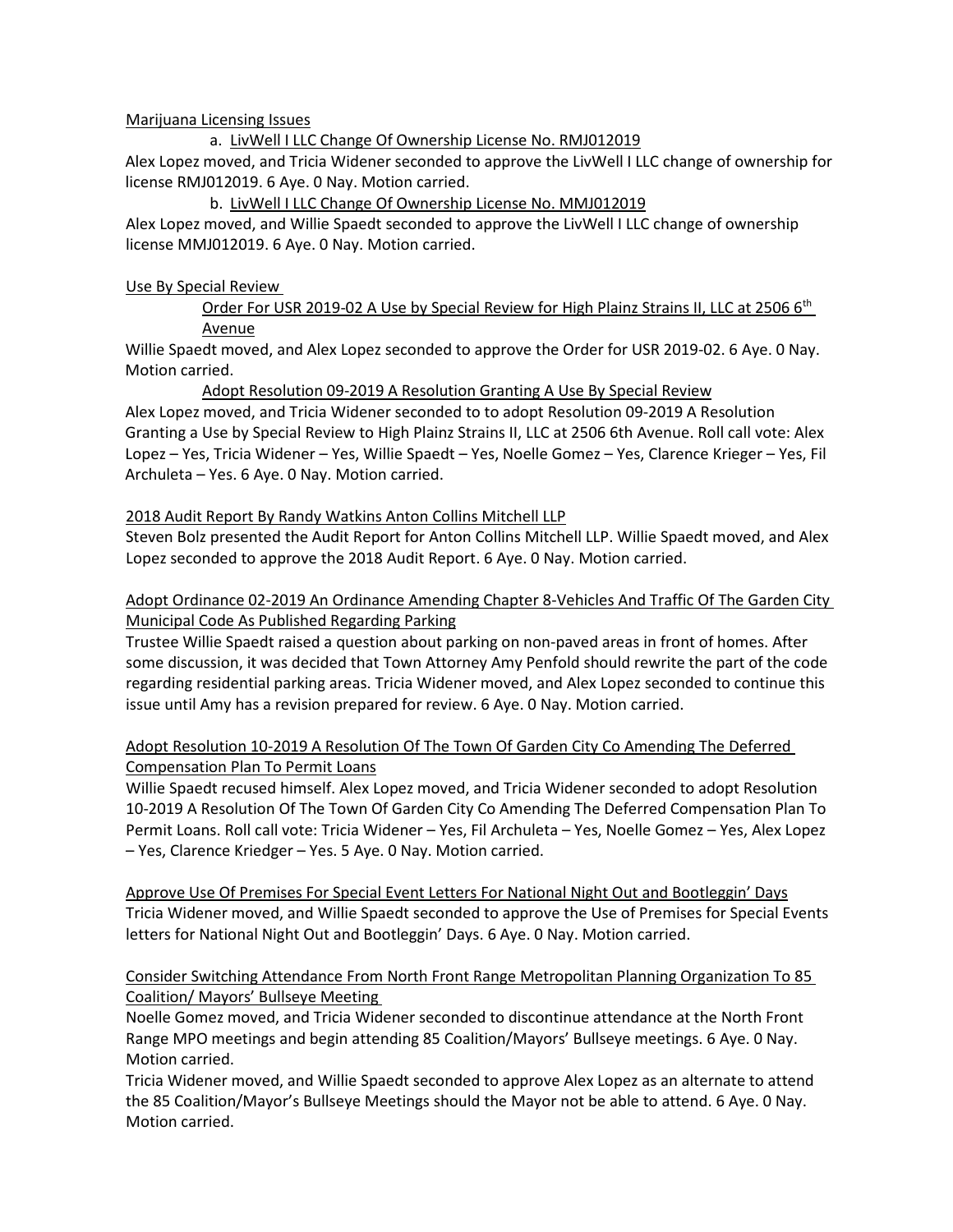Marijuana Licensing Issues

a. LivWell I LLC Change Of Ownership License No. RMJ012019

Alex Lopez moved, and Tricia Widener seconded to approve the LivWell I LLC change of ownership for license RMJ012019. 6 Aye. 0 Nay. Motion carried.

b. LivWell I LLC Change Of Ownership License No. MMJ012019

Alex Lopez moved, and Willie Spaedt seconded to approve the LivWell I LLC change of ownership license MMJ012019. 6 Aye. 0 Nay. Motion carried.

Use By Special Review

Order For USR 2019-02 A Use by Special Review for High Plainz Strains II, LLC at 2506 6th Avenue

Willie Spaedt moved, and Alex Lopez seconded to approve the Order for USR 2019-02. 6 Aye. 0 Nay. Motion carried.

Adopt Resolution 09-2019 A Resolution Granting A Use By Special Review

Alex Lopez moved, and Tricia Widener seconded to to adopt Resolution 09-2019 A Resolution Granting a Use by Special Review to High Plainz Strains II, LLC at 2506 6th Avenue. Roll call vote: Alex Lopez – Yes, Tricia Widener – Yes, Willie Spaedt – Yes, Noelle Gomez – Yes, Clarence Krieger – Yes, Fil Archuleta – Yes. 6 Aye. 0 Nay. Motion carried.

2018 Audit Report By Randy Watkins Anton Collins Mitchell LLP

Steven Bolz presented the Audit Report for Anton Collins Mitchell LLP. Willie Spaedt moved, and Alex Lopez seconded to approve the 2018 Audit Report. 6 Aye. 0 Nay. Motion carried.

Adopt Ordinance 02-2019 An Ordinance Amending Chapter 8-Vehicles And Traffic Of The Garden City Municipal Code As Published Regarding Parking

Trustee Willie Spaedt raised a question about parking on non-paved areas in front of homes. After some discussion, it was decided that Town Attorney Amy Penfold should rewrite the part of the code regarding residential parking areas. Tricia Widener moved, and Alex Lopez seconded to continue this issue until Amy has a revision prepared for review. 6 Aye. 0 Nay. Motion carried.

Adopt Resolution 10-2019 A Resolution Of The Town Of Garden City Co Amending The Deferred Compensation Plan To Permit Loans

Willie Spaedt recused himself. Alex Lopez moved, and Tricia Widener seconded to adopt Resolution 10-2019 A Resolution Of The Town Of Garden City Co Amending The Deferred Compensation Plan To Permit Loans. Roll call vote: Tricia Widener – Yes, Fil Archuleta – Yes, Noelle Gomez – Yes, Alex Lopez – Yes, Clarence Kriedger – Yes. 5 Aye. 0 Nay. Motion carried.

Approve Use Of Premises For Special Event Letters For National Night Out and Bootleggin' Days

Tricia Widener moved, and Willie Spaedt seconded to approve the Use of Premises for Special Events letters for National Night Out and Bootleggin' Days. 6 Aye. 0 Nay. Motion carried.

Consider Switching Attendance From North Front Range Metropolitan Planning Organization To 85 Coalition/ Mayors' Bullseye Meeting

Noelle Gomez moved, and Tricia Widener seconded to discontinue attendance at the North Front Range MPO meetings and begin attending 85 Coalition/Mayors' Bullseye meetings. 6 Aye. 0 Nay. Motion carried.

Tricia Widener moved, and Willie Spaedt seconded to approve Alex Lopez as an alternate to attend the 85 Coalition/Mayor's Bullseye Meetings should the Mayor not be able to attend. 6 Aye. 0 Nay. Motion carried.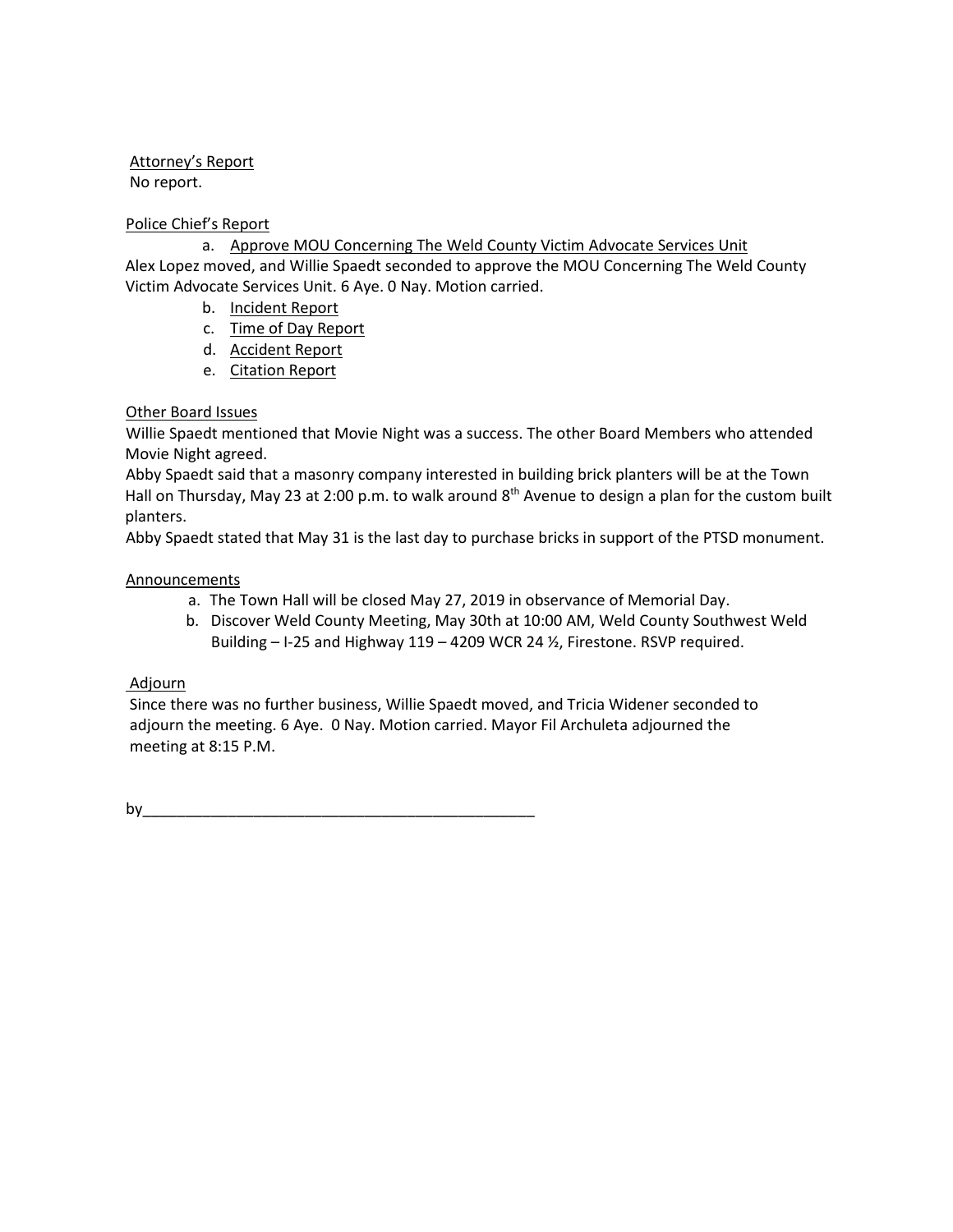Attorney's Report

No report.

Police Chief's Report

a. Approve MOU Concerning The Weld County Victim Advocate Services Unit

Alex Lopez moved, and Willie Spaedt seconded to approve the MOU Concerning The Weld County Victim Advocate Services Unit. 6 Aye. 0 Nay. Motion carried.

b. Incident Report
c. Time of Day Report
d. Accident Report
e. Citation Report

Other Board Issues

Willie Spaedt mentioned that Movie Night was a success. The other Board Members who attended Movie Night agreed.

Abby Spaedt said that a masonry company interested in building brick planters will be at the Town Hall on Thursday, May 23 at 2:00 p.m. to walk around 8th Avenue to design a plan for the custom built planters.

Abby Spaedt stated that May 31 is the last day to purchase bricks in support of the PTSD monument.

Announcements

a. The Town Hall will be closed May 27, 2019 in observance of Memorial Day.
b. Discover Weld County Meeting, May 30th at 10:00 AM, Weld County Southwest Weld Building – I-25 and Highway 119 – 4209 WCR 24 ½, Firestone. RSVP required.

Adjourn

Since there was no further business, Willie Spaedt moved, and Tricia Widener seconded to adjourn the meeting. 6 Aye. 0 Nay. Motion carried. Mayor Fil Archuleta adjourned the meeting at 8:15 P.M.

by_______________________________________________